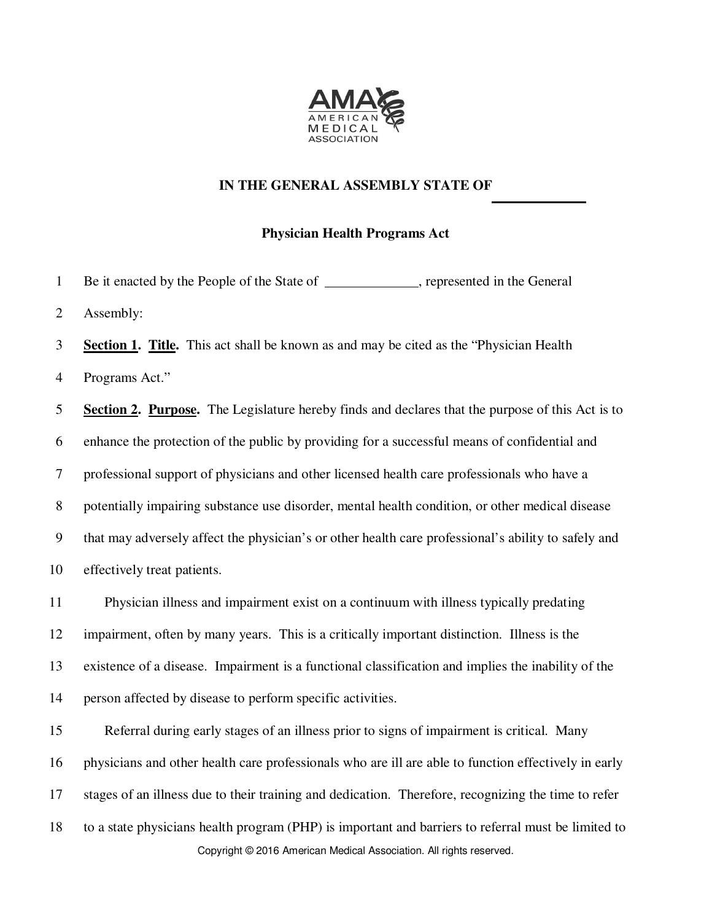**IN THE GENERAL ASSEMBLY STATE OF ______________**

**Physician Health Programs Act**

Be it enacted by the People of the State of ______________, represented in the General Assembly:

**<u>Section 1</u>. <u>Title</u>.** This act shall be known as and may be cited as the "Physician Health Programs Act."

**<u>Section 2</u>. <u>Purpose</u>.** The Legislature hereby finds and declares that the purpose of this Act is to enhance the protection of the public by providing for a successful means of confidential and professional support of physicians and other licensed health care professionals who have a potentially impairing substance use disorder, mental health condition, or other medical disease that may adversely affect the physician's or other health care professional's ability to safely and effectively treat patients.

Physician illness and impairment exist on a continuum with illness typically predating impairment, often by many years. This is a critically important distinction. Illness is the existence of a disease. Impairment is a functional classification and implies the inability of the person affected by disease to perform specific activities.

Referral during early stages of an illness prior to signs of impairment is critical. Many physicians and other health care professionals who are ill are able to function effectively in early stages of an illness due to their training and dedication. Therefore, recognizing the time to refer to a state physicians health program (PHP) is important and barriers to referral must be limited to

Copyright © 2016 American Medical Association. All rights reserved.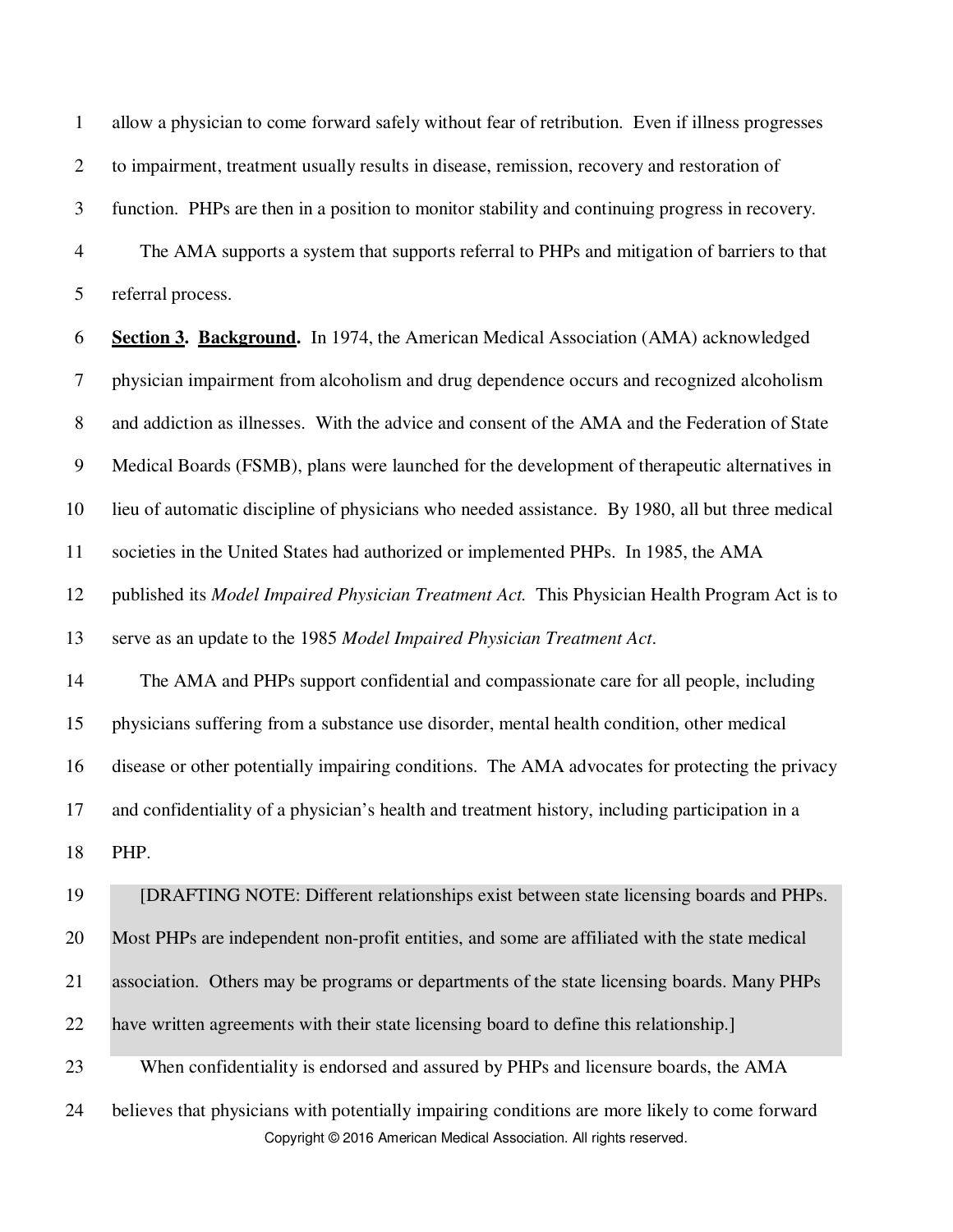allow a physician to come forward safely without fear of retribution. Even if illness progresses to impairment, treatment usually results in disease, remission, recovery and restoration of function. PHPs are then in a position to monitor stability and continuing progress in recovery.

The AMA supports a system that supports referral to PHPs and mitigation of barriers to that referral process.

**Section 3. Background.** In 1974, the American Medical Association (AMA) acknowledged physician impairment from alcoholism and drug dependence occurs and recognized alcoholism and addiction as illnesses. With the advice and consent of the AMA and the Federation of State Medical Boards (FSMB), plans were launched for the development of therapeutic alternatives in lieu of automatic discipline of physicians who needed assistance. By 1980, all but three medical societies in the United States had authorized or implemented PHPs. In 1985, the AMA published its *Model Impaired Physician Treatment Act.* This Physician Health Program Act is to serve as an update to the 1985 *Model Impaired Physician Treatment Act*.

The AMA and PHPs support confidential and compassionate care for all people, including physicians suffering from a substance use disorder, mental health condition, other medical disease or other potentially impairing conditions. The AMA advocates for protecting the privacy and confidentiality of a physician's health and treatment history, including participation in a PHP.

[DRAFTING NOTE: Different relationships exist between state licensing boards and PHPs. Most PHPs are independent non-profit entities, and some are affiliated with the state medical association. Others may be programs or departments of the state licensing boards. Many PHPs have written agreements with their state licensing board to define this relationship.]

When confidentiality is endorsed and assured by PHPs and licensure boards, the AMA believes that physicians with potentially impairing conditions are more likely to come forward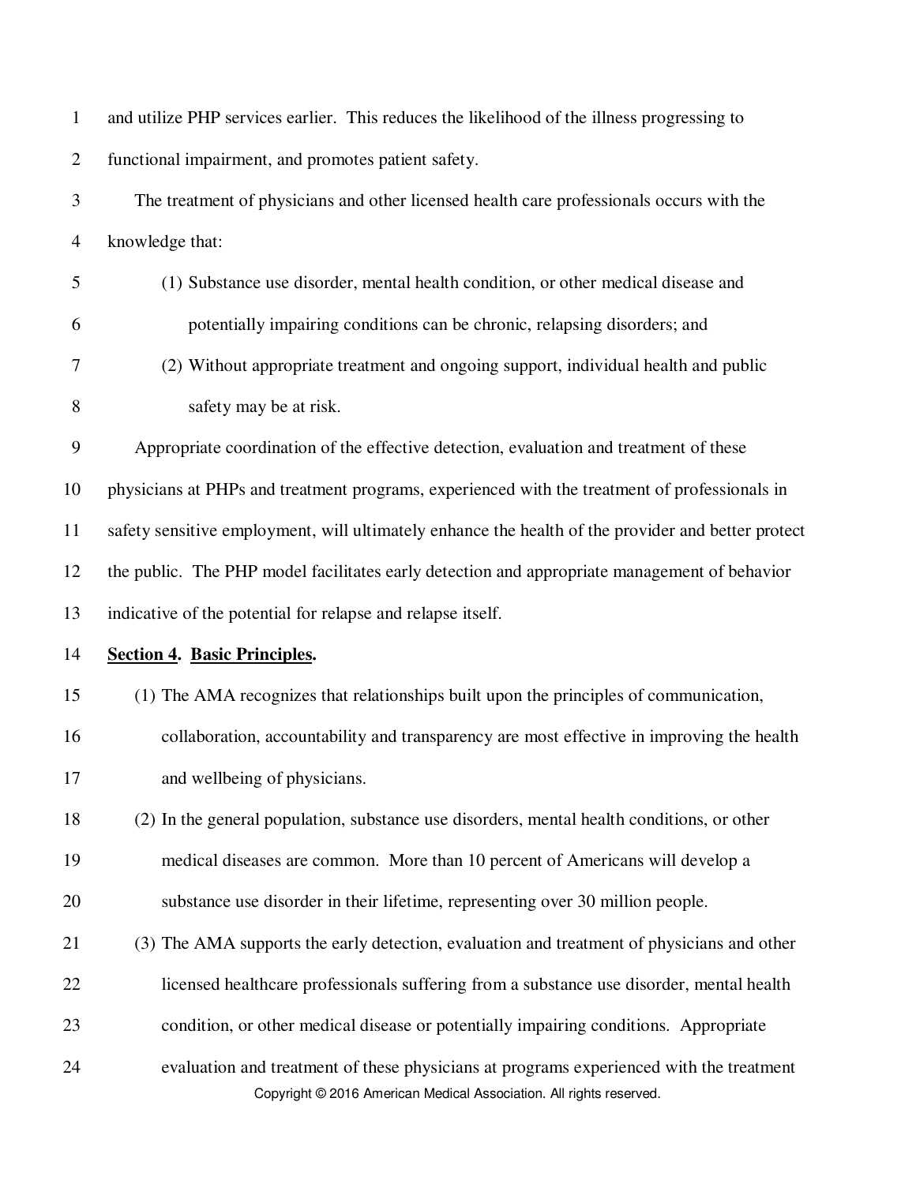and utilize PHP services earlier. This reduces the likelihood of the illness progressing to functional impairment, and promotes patient safety.

The treatment of physicians and other licensed health care professionals occurs with the knowledge that:

(1) Substance use disorder, mental health condition, or other medical disease and potentially impairing conditions can be chronic, relapsing disorders; and

(2) Without appropriate treatment and ongoing support, individual health and public safety may be at risk.

Appropriate coordination of the effective detection, evaluation and treatment of these physicians at PHPs and treatment programs, experienced with the treatment of professionals in safety sensitive employment, will ultimately enhance the health of the provider and better protect the public. The PHP model facilitates early detection and appropriate management of behavior indicative of the potential for relapse and relapse itself.

**Section 4. Basic Principles.**

(1) The AMA recognizes that relationships built upon the principles of communication, collaboration, accountability and transparency are most effective in improving the health and wellbeing of physicians.

(2) In the general population, substance use disorders, mental health conditions, or other medical diseases are common. More than 10 percent of Americans will develop a substance use disorder in their lifetime, representing over 30 million people.

(3) The AMA supports the early detection, evaluation and treatment of physicians and other licensed healthcare professionals suffering from a substance use disorder, mental health condition, or other medical disease or potentially impairing conditions. Appropriate evaluation and treatment of these physicians at programs experienced with the treatment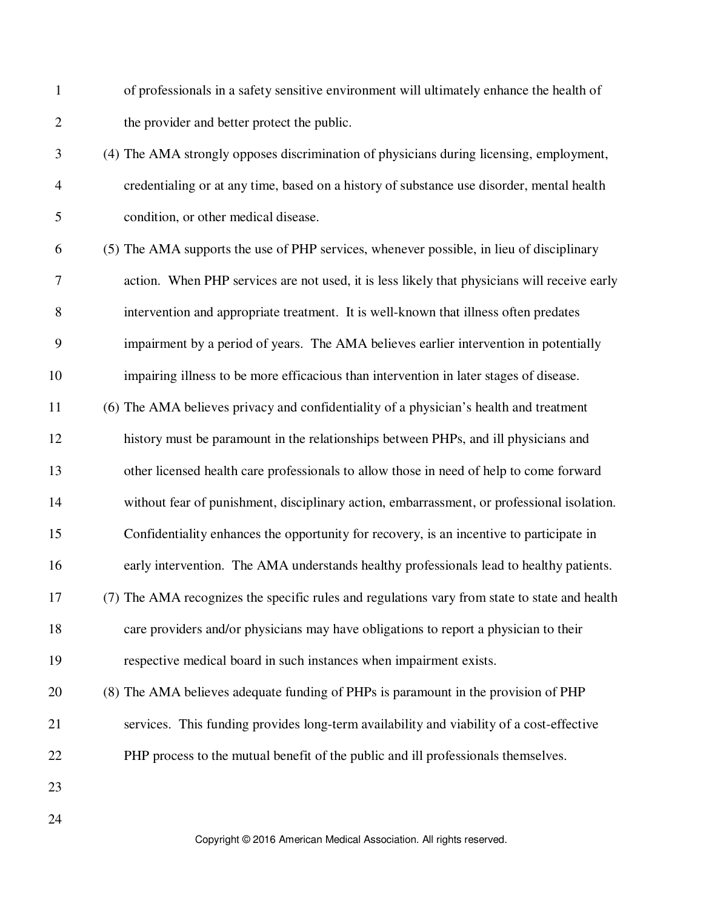of professionals in a safety sensitive environment will ultimately enhance the health of the provider and better protect the public.

(4) The AMA strongly opposes discrimination of physicians during licensing, employment, credentialing or at any time, based on a history of substance use disorder, mental health condition, or other medical disease.

(5) The AMA supports the use of PHP services, whenever possible, in lieu of disciplinary action. When PHP services are not used, it is less likely that physicians will receive early intervention and appropriate treatment. It is well-known that illness often predates impairment by a period of years. The AMA believes earlier intervention in potentially impairing illness to be more efficacious than intervention in later stages of disease.

(6) The AMA believes privacy and confidentiality of a physician's health and treatment history must be paramount in the relationships between PHPs, and ill physicians and other licensed health care professionals to allow those in need of help to come forward without fear of punishment, disciplinary action, embarrassment, or professional isolation. Confidentiality enhances the opportunity for recovery, is an incentive to participate in early intervention. The AMA understands healthy professionals lead to healthy patients.

(7) The AMA recognizes the specific rules and regulations vary from state to state and health care providers and/or physicians may have obligations to report a physician to their respective medical board in such instances when impairment exists.

(8) The AMA believes adequate funding of PHPs is paramount in the provision of PHP services. This funding provides long-term availability and viability of a cost-effective PHP process to the mutual benefit of the public and ill professionals themselves.

Copyright © 2016 American Medical Association. All rights reserved.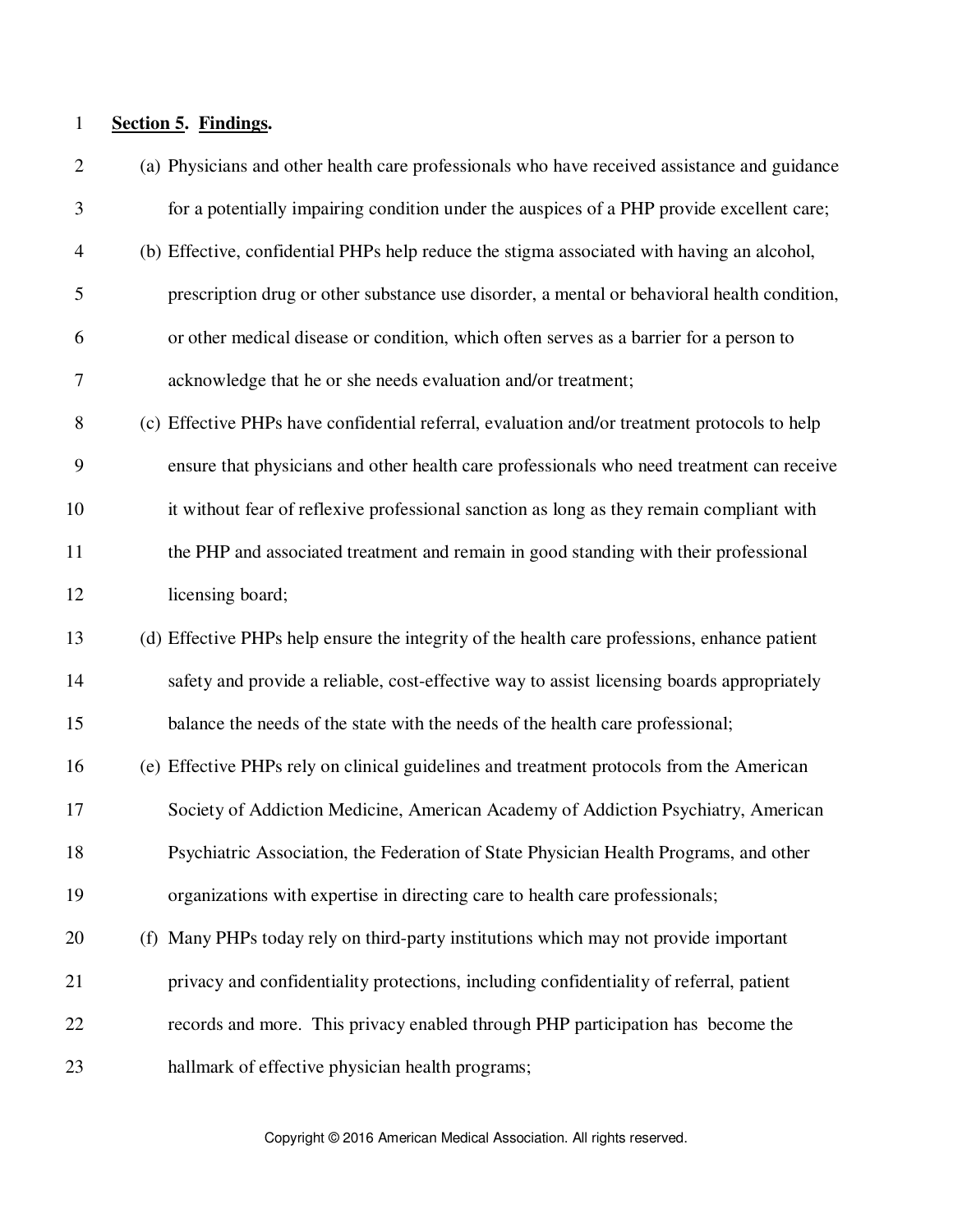**Section 5. Findings.**

(a) Physicians and other health care professionals who have received assistance and guidance for a potentially impairing condition under the auspices of a PHP provide excellent care;

(b) Effective, confidential PHPs help reduce the stigma associated with having an alcohol, prescription drug or other substance use disorder, a mental or behavioral health condition, or other medical disease or condition, which often serves as a barrier for a person to acknowledge that he or she needs evaluation and/or treatment;

(c) Effective PHPs have confidential referral, evaluation and/or treatment protocols to help ensure that physicians and other health care professionals who need treatment can receive it without fear of reflexive professional sanction as long as they remain compliant with the PHP and associated treatment and remain in good standing with their professional licensing board;

(d) Effective PHPs help ensure the integrity of the health care professions, enhance patient safety and provide a reliable, cost-effective way to assist licensing boards appropriately balance the needs of the state with the needs of the health care professional;

(e) Effective PHPs rely on clinical guidelines and treatment protocols from the American Society of Addiction Medicine, American Academy of Addiction Psychiatry, American Psychiatric Association, the Federation of State Physician Health Programs, and other organizations with expertise in directing care to health care professionals;

(f) Many PHPs today rely on third-party institutions which may not provide important privacy and confidentiality protections, including confidentiality of referral, patient records and more. This privacy enabled through PHP participation has become the hallmark of effective physician health programs;

Copyright © 2016 American Medical Association. All rights reserved.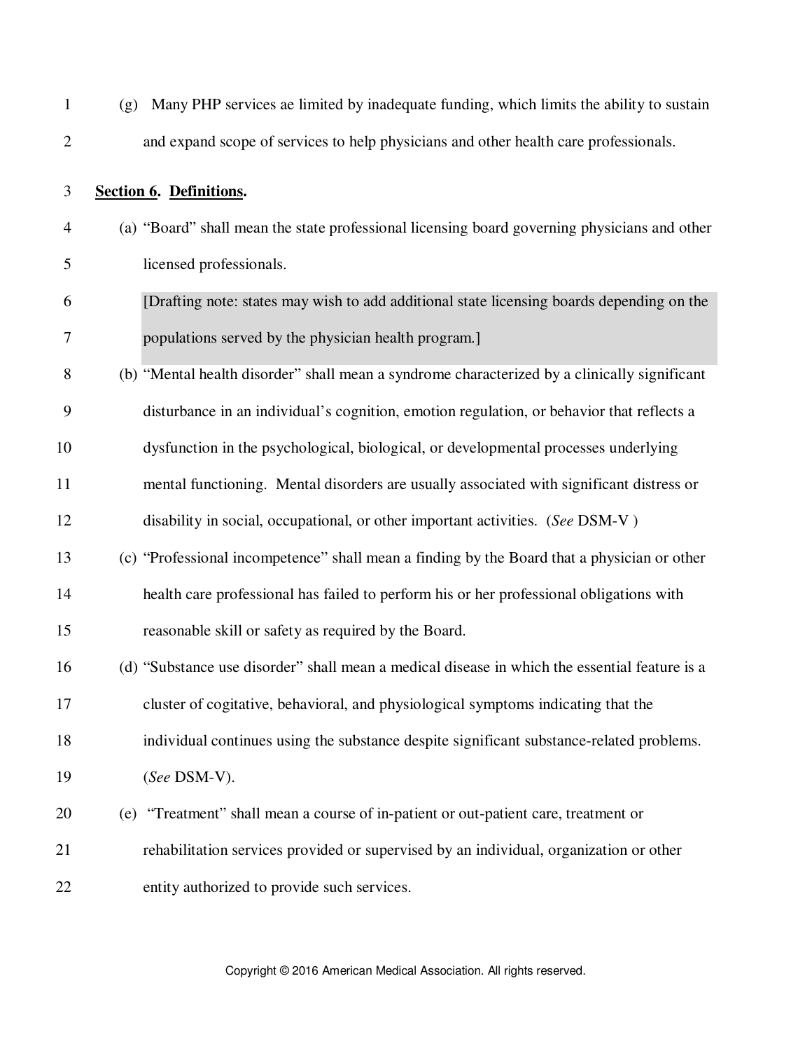(g) Many PHP services ae limited by inadequate funding, which limits the ability to sustain and expand scope of services to help physicians and other health care professionals.

**<u>Section 6</u>. <u>Definitions</u>.**

(a) "Board" shall mean the state professional licensing board governing physicians and other licensed professionals.

[Drafting note: states may wish to add additional state licensing boards depending on the populations served by the physician health program.]

(b) "Mental health disorder" shall mean a syndrome characterized by a clinically significant disturbance in an individual's cognition, emotion regulation, or behavior that reflects a dysfunction in the psychological, biological, or developmental processes underlying mental functioning. Mental disorders are usually associated with significant distress or disability in social, occupational, or other important activities. (*See* DSM-V )

(c) "Professional incompetence" shall mean a finding by the Board that a physician or other health care professional has failed to perform his or her professional obligations with reasonable skill or safety as required by the Board.

(d) "Substance use disorder" shall mean a medical disease in which the essential feature is a cluster of cogitative, behavioral, and physiological symptoms indicating that the individual continues using the substance despite significant substance-related problems. (*See* DSM-V).

(e) "Treatment" shall mean a course of in-patient or out-patient care, treatment or rehabilitation services provided or supervised by an individual, organization or other entity authorized to provide such services.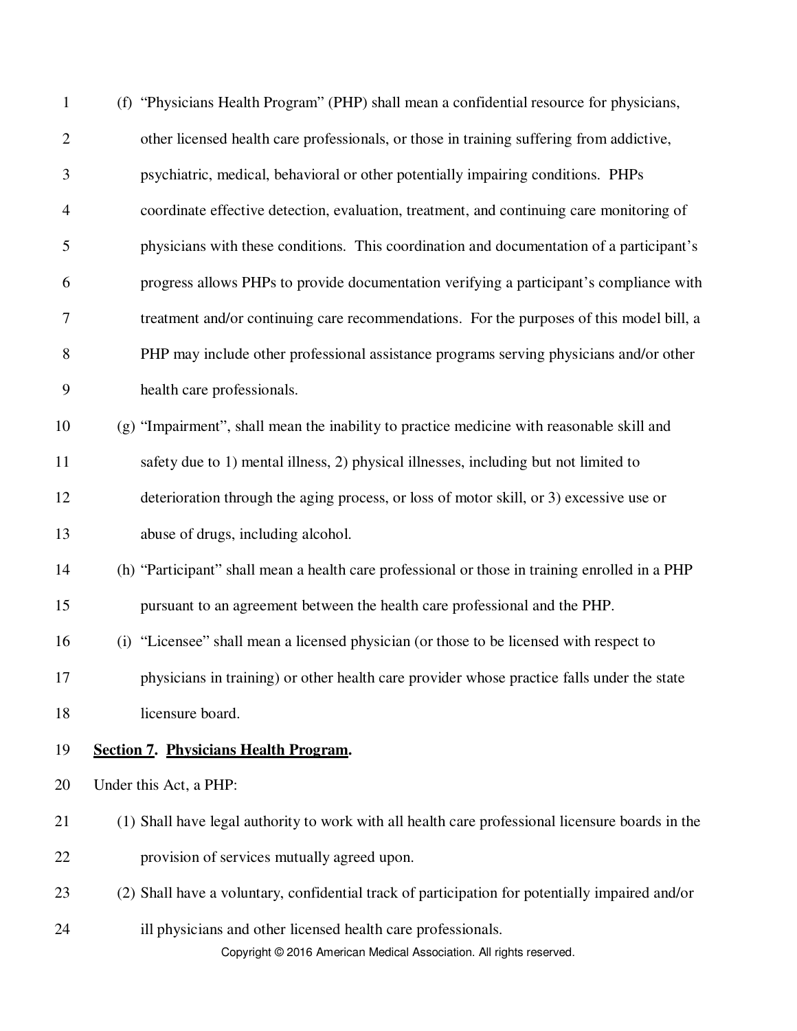(f) "Physicians Health Program" (PHP) shall mean a confidential resource for physicians, other licensed health care professionals, or those in training suffering from addictive, psychiatric, medical, behavioral or other potentially impairing conditions. PHPs coordinate effective detection, evaluation, treatment, and continuing care monitoring of physicians with these conditions. This coordination and documentation of a participant's progress allows PHPs to provide documentation verifying a participant's compliance with treatment and/or continuing care recommendations. For the purposes of this model bill, a PHP may include other professional assistance programs serving physicians and/or other health care professionals.

(g) "Impairment", shall mean the inability to practice medicine with reasonable skill and safety due to 1) mental illness, 2) physical illnesses, including but not limited to deterioration through the aging process, or loss of motor skill, or 3) excessive use or abuse of drugs, including alcohol.

(h) "Participant" shall mean a health care professional or those in training enrolled in a PHP pursuant to an agreement between the health care professional and the PHP.

(i) "Licensee" shall mean a licensed physician (or those to be licensed with respect to physicians in training) or other health care provider whose practice falls under the state licensure board.

**<u>Section 7</u>. <u>Physicians Health Program</u>.**

Under this Act, a PHP:

(1) Shall have legal authority to work with all health care professional licensure boards in the provision of services mutually agreed upon.

(2) Shall have a voluntary, confidential track of participation for potentially impaired and/or ill physicians and other licensed health care professionals.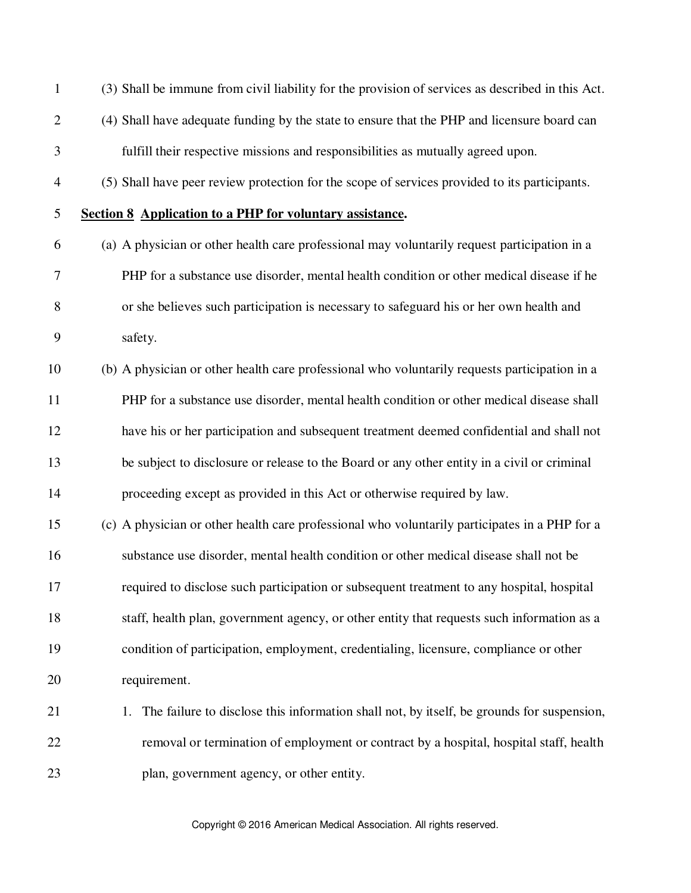(3) Shall be immune from civil liability for the provision of services as described in this Act.

(4) Shall have adequate funding by the state to ensure that the PHP and licensure board can fulfill their respective missions and responsibilities as mutually agreed upon.

(5) Shall have peer review protection for the scope of services provided to its participants.

**Section 8 Application to a PHP for voluntary assistance.**

(a) A physician or other health care professional may voluntarily request participation in a PHP for a substance use disorder, mental health condition or other medical disease if he or she believes such participation is necessary to safeguard his or her own health and safety.

(b) A physician or other health care professional who voluntarily requests participation in a PHP for a substance use disorder, mental health condition or other medical disease shall have his or her participation and subsequent treatment deemed confidential and shall not be subject to disclosure or release to the Board or any other entity in a civil or criminal proceeding except as provided in this Act or otherwise required by law.

(c) A physician or other health care professional who voluntarily participates in a PHP for a substance use disorder, mental health condition or other medical disease shall not be required to disclose such participation or subsequent treatment to any hospital, hospital staff, health plan, government agency, or other entity that requests such information as a condition of participation, employment, credentialing, licensure, compliance or other requirement.

1. The failure to disclose this information shall not, by itself, be grounds for suspension, removal or termination of employment or contract by a hospital, hospital staff, health plan, government agency, or other entity.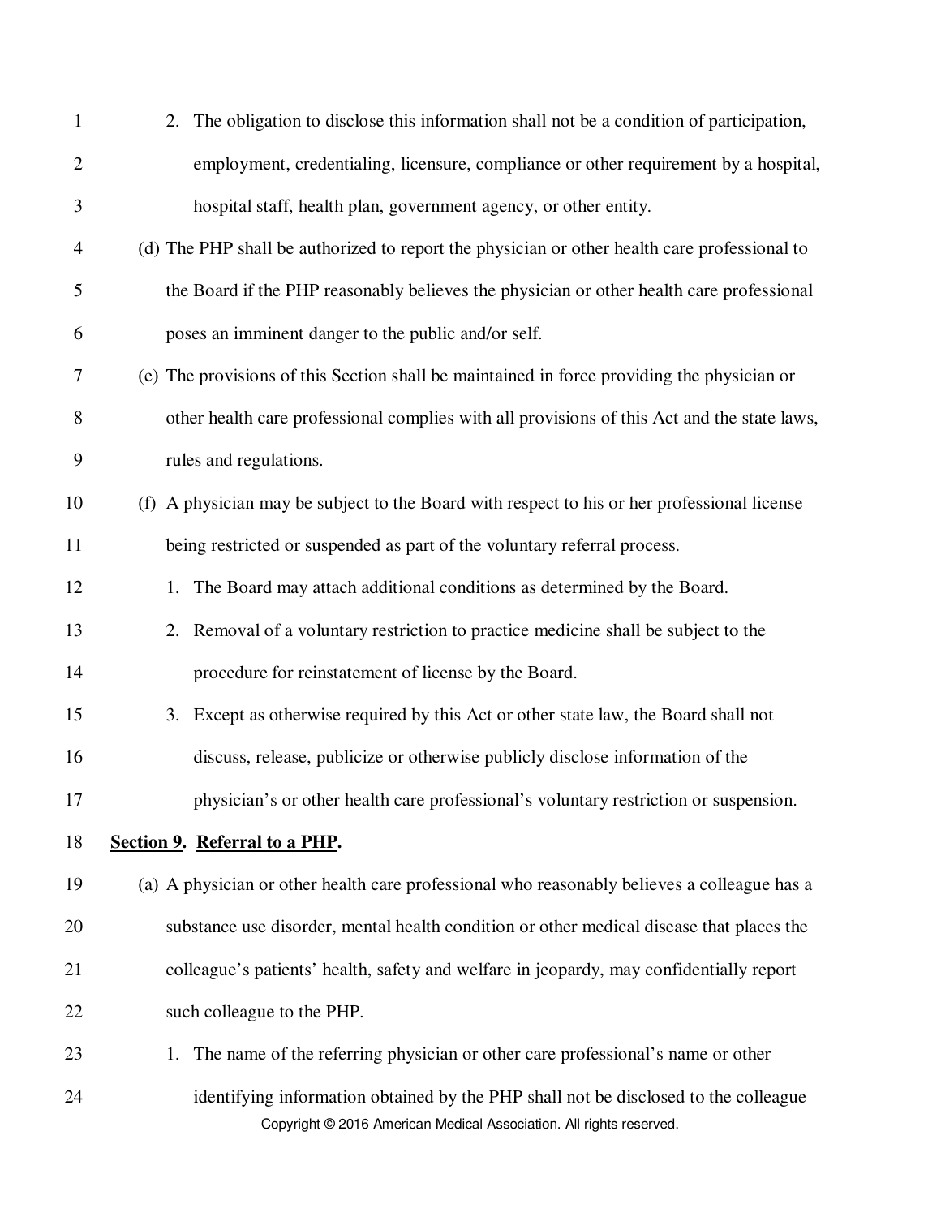2. The obligation to disclose this information shall not be a condition of participation, employment, credentialing, licensure, compliance or other requirement by a hospital, hospital staff, health plan, government agency, or other entity.

(d) The PHP shall be authorized to report the physician or other health care professional to the Board if the PHP reasonably believes the physician or other health care professional poses an imminent danger to the public and/or self.

(e) The provisions of this Section shall be maintained in force providing the physician or other health care professional complies with all provisions of this Act and the state laws, rules and regulations.

(f) A physician may be subject to the Board with respect to his or her professional license being restricted or suspended as part of the voluntary referral process.

1. The Board may attach additional conditions as determined by the Board.
2. Removal of a voluntary restriction to practice medicine shall be subject to the procedure for reinstatement of license by the Board.
3. Except as otherwise required by this Act or other state law, the Board shall not discuss, release, publicize or otherwise publicly disclose information of the physician's or other health care professional's voluntary restriction or suspension.

**Section 9. Referral to a PHP.**

(a) A physician or other health care professional who reasonably believes a colleague has a substance use disorder, mental health condition or other medical disease that places the colleague's patients' health, safety and welfare in jeopardy, may confidentially report such colleague to the PHP.

1. The name of the referring physician or other care professional's name or other identifying information obtained by the PHP shall not be disclosed to the colleague

Copyright © 2016 American Medical Association. All rights reserved.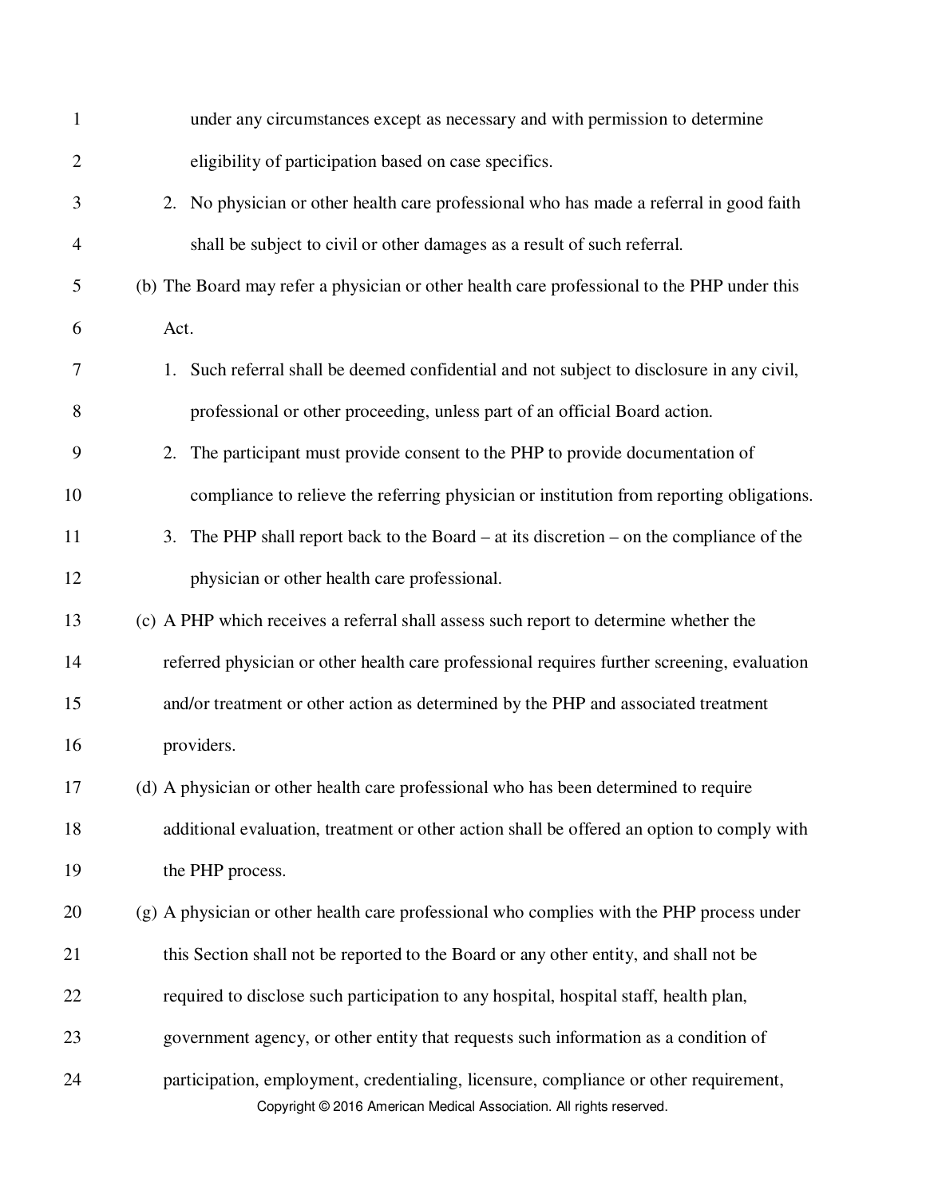under any circumstances except as necessary and with permission to determine eligibility of participation based on case specifics.

2. No physician or other health care professional who has made a referral in good faith shall be subject to civil or other damages as a result of such referral.

(b) The Board may refer a physician or other health care professional to the PHP under this Act.

1. Such referral shall be deemed confidential and not subject to disclosure in any civil, professional or other proceeding, unless part of an official Board action.
2. The participant must provide consent to the PHP to provide documentation of compliance to relieve the referring physician or institution from reporting obligations.
3. The PHP shall report back to the Board – at its discretion – on the compliance of the physician or other health care professional.

(c) A PHP which receives a referral shall assess such report to determine whether the referred physician or other health care professional requires further screening, evaluation and/or treatment or other action as determined by the PHP and associated treatment providers.

(d) A physician or other health care professional who has been determined to require additional evaluation, treatment or other action shall be offered an option to comply with the PHP process.

(g) A physician or other health care professional who complies with the PHP process under this Section shall not be reported to the Board or any other entity, and shall not be required to disclose such participation to any hospital, hospital staff, health plan, government agency, or other entity that requests such information as a condition of participation, employment, credentialing, licensure, compliance or other requirement,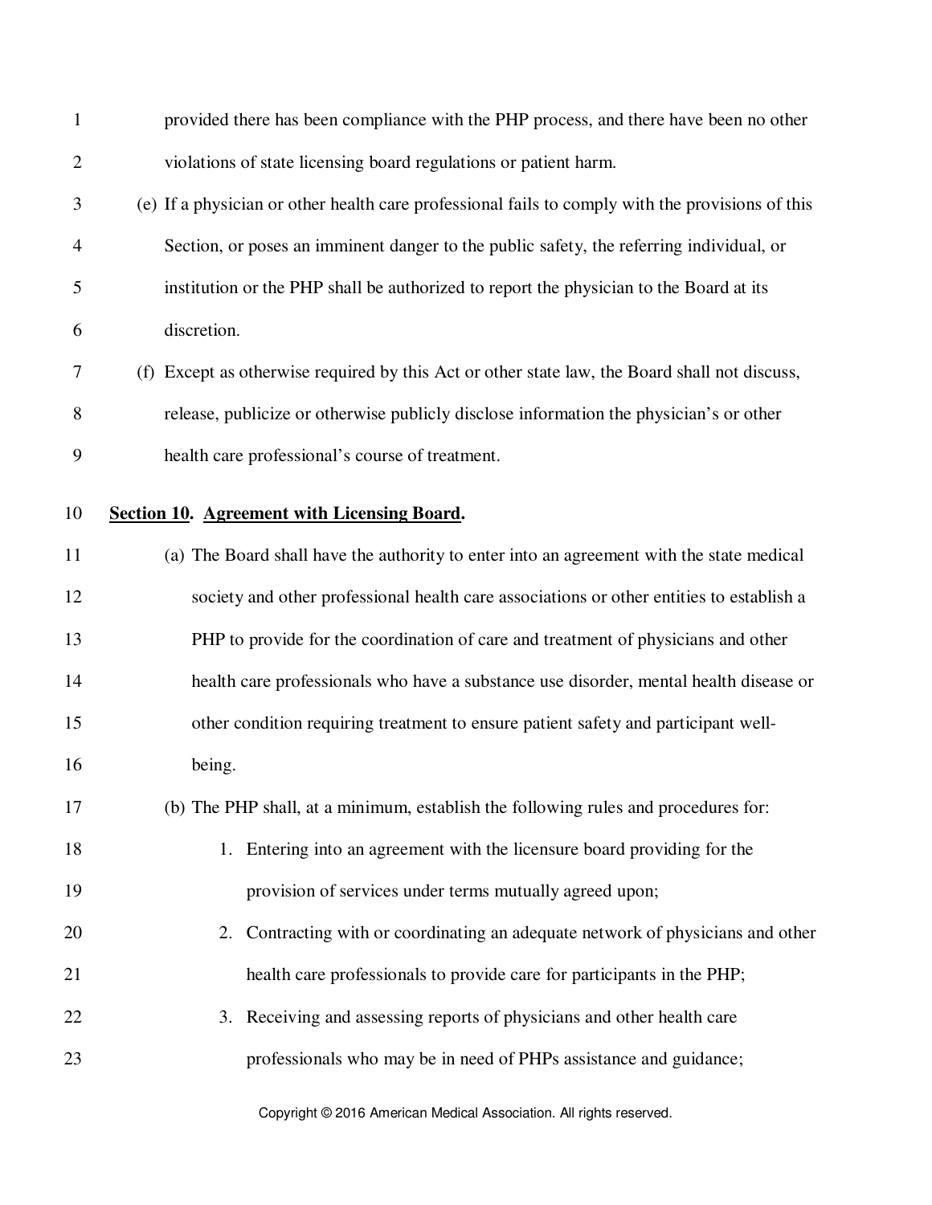provided there has been compliance with the PHP process, and there have been no other violations of state licensing board regulations or patient harm.

(e) If a physician or other health care professional fails to comply with the provisions of this Section, or poses an imminent danger to the public safety, the referring individual, or institution or the PHP shall be authorized to report the physician to the Board at its discretion.

(f) Except as otherwise required by this Act or other state law, the Board shall not discuss, release, publicize or otherwise publicly disclose information the physician's or other health care professional's course of treatment.

**Section 10. Agreement with Licensing Board.**

(a) The Board shall have the authority to enter into an agreement with the state medical society and other professional health care associations or other entities to establish a PHP to provide for the coordination of care and treatment of physicians and other health care professionals who have a substance use disorder, mental health disease or other condition requiring treatment to ensure patient safety and participant well-being.

(b) The PHP shall, at a minimum, establish the following rules and procedures for:

1. Entering into an agreement with the licensure board providing for the provision of services under terms mutually agreed upon;
2. Contracting with or coordinating an adequate network of physicians and other health care professionals to provide care for participants in the PHP;
3. Receiving and assessing reports of physicians and other health care professionals who may be in need of PHPs assistance and guidance;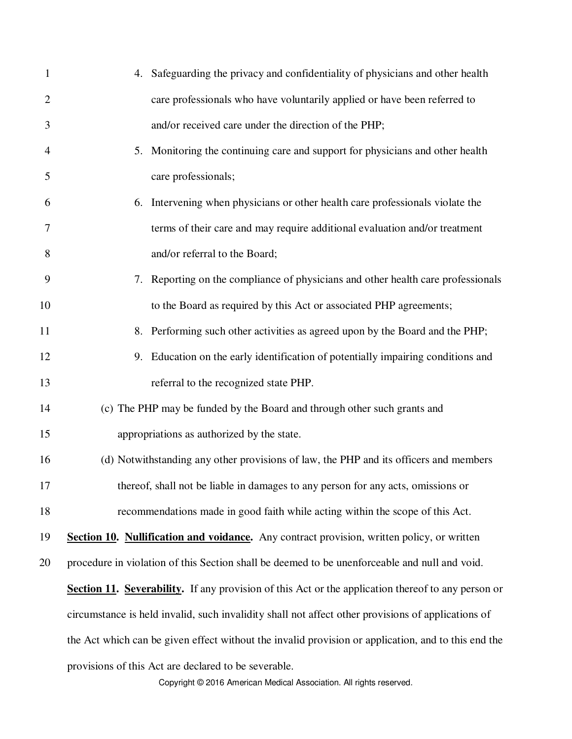4. Safeguarding the privacy and confidentiality of physicians and other health care professionals who have voluntarily applied or have been referred to and/or received care under the direction of the PHP;
5. Monitoring the continuing care and support for physicians and other health care professionals;
6. Intervening when physicians or other health care professionals violate the terms of their care and may require additional evaluation and/or treatment and/or referral to the Board;
7. Reporting on the compliance of physicians and other health care professionals to the Board as required by this Act or associated PHP agreements;
8. Performing such other activities as agreed upon by the Board and the PHP;
9. Education on the early identification of potentially impairing conditions and referral to the recognized state PHP.

(c) The PHP may be funded by the Board and through other such grants and appropriations as authorized by the state.

(d) Notwithstanding any other provisions of law, the PHP and its officers and members thereof, shall not be liable in damages to any person for any acts, omissions or recommendations made in good faith while acting within the scope of this Act.

**Section 10. Nullification and voidance.** Any contract provision, written policy, or written procedure in violation of this Section shall be deemed to be unenforceable and null and void.

**Section 11. Severability.** If any provision of this Act or the application thereof to any person or circumstance is held invalid, such invalidity shall not affect other provisions of applications of the Act which can be given effect without the invalid provision or application, and to this end the provisions of this Act are declared to be severable.

Copyright © 2016 American Medical Association. All rights reserved.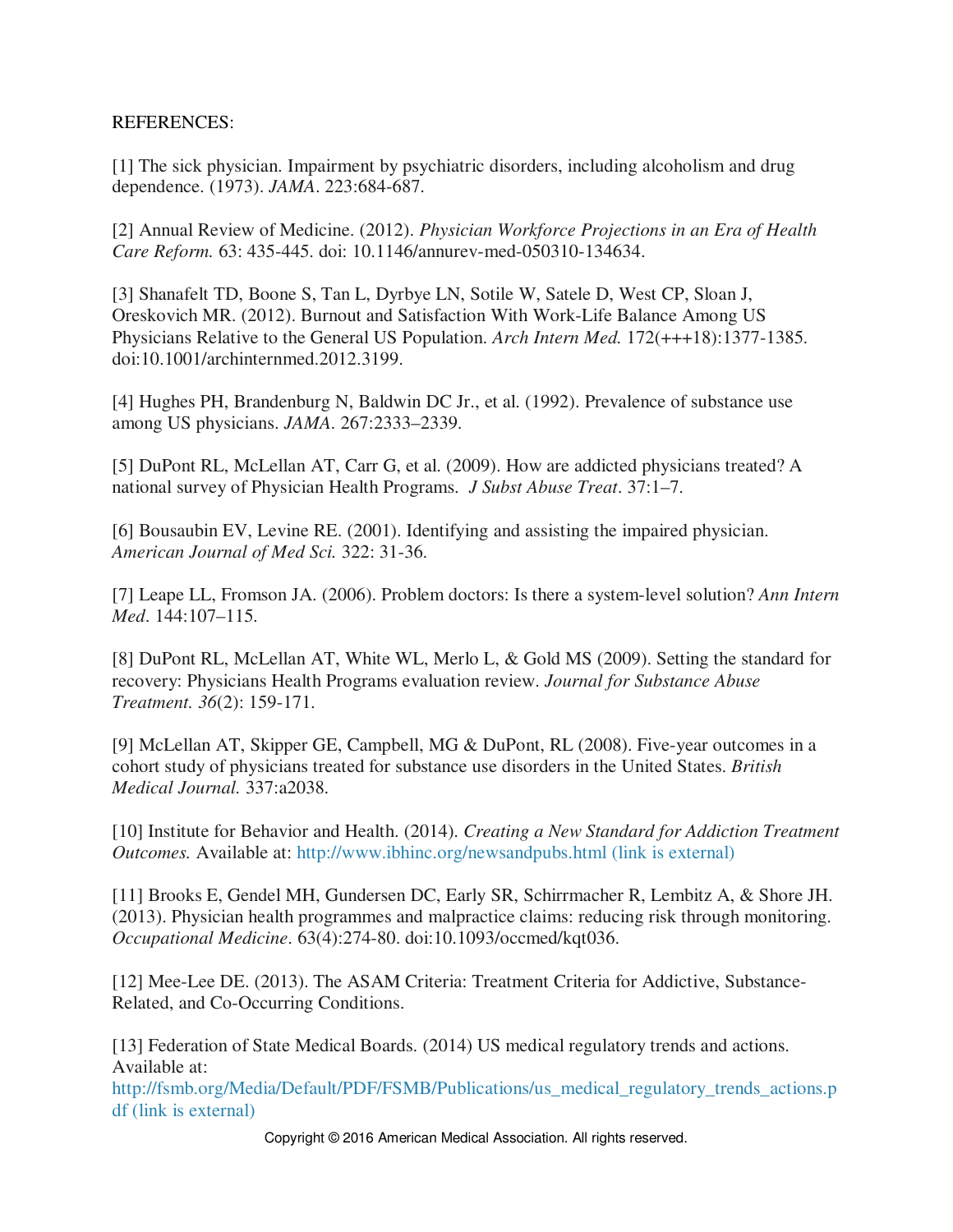REFERENCES:

[1] The sick physician. Impairment by psychiatric disorders, including alcoholism and drug dependence. (1973). *JAMA*. 223:684-687.

[2] Annual Review of Medicine. (2012). *Physician Workforce Projections in an Era of Health Care Reform.* 63: 435-445. doi: 10.1146/annurev-med-050310-134634.

[3] Shanafelt TD, Boone S, Tan L, Dyrbye LN, Sotile W, Satele D, West CP, Sloan J, Oreskovich MR. (2012). Burnout and Satisfaction With Work-Life Balance Among US Physicians Relative to the General US Population. *Arch Intern Med.* 172(+++18):1377-1385. doi:10.1001/archinternmed.2012.3199.

[4] Hughes PH, Brandenburg N, Baldwin DC Jr., et al. (1992). Prevalence of substance use among US physicians. *JAMA*. 267:2333–2339.

[5] DuPont RL, McLellan AT, Carr G, et al. (2009). How are addicted physicians treated? A national survey of Physician Health Programs. *J Subst Abuse Treat*. 37:1–7.

[6] Bousaubin EV, Levine RE. (2001). Identifying and assisting the impaired physician. *American Journal of Med Sci.* 322: 31-36.

[7] Leape LL, Fromson JA. (2006). Problem doctors: Is there a system-level solution? *Ann Intern Med*. 144:107–115.

[8] DuPont RL, McLellan AT, White WL, Merlo L, & Gold MS (2009). Setting the standard for recovery: Physicians Health Programs evaluation review. *Journal for Substance Abuse Treatment. 36*(2): 159-171.

[9] McLellan AT, Skipper GE, Campbell, MG & DuPont, RL (2008). Five-year outcomes in a cohort study of physicians treated for substance use disorders in the United States. *British Medical Journal.* 337:a2038.

[10] Institute for Behavior and Health. (2014). *Creating a New Standard for Addiction Treatment Outcomes.* Available at: http://www.ibhinc.org/newsandpubs.html (link is external)

[11] Brooks E, Gendel MH, Gundersen DC, Early SR, Schirrmacher R, Lembitz A, & Shore JH. (2013). Physician health programmes and malpractice claims: reducing risk through monitoring. *Occupational Medicine*. 63(4):274-80. doi:10.1093/occmed/kqt036.

[12] Mee-Lee DE. (2013). The ASAM Criteria: Treatment Criteria for Addictive, Substance-Related, and Co-Occurring Conditions.

[13] Federation of State Medical Boards. (2014) US medical regulatory trends and actions. Available at: http://fsmb.org/Media/Default/PDF/FSMB/Publications/us_medical_regulatory_trends_actions.pdf (link is external)

Copyright © 2016 American Medical Association. All rights reserved.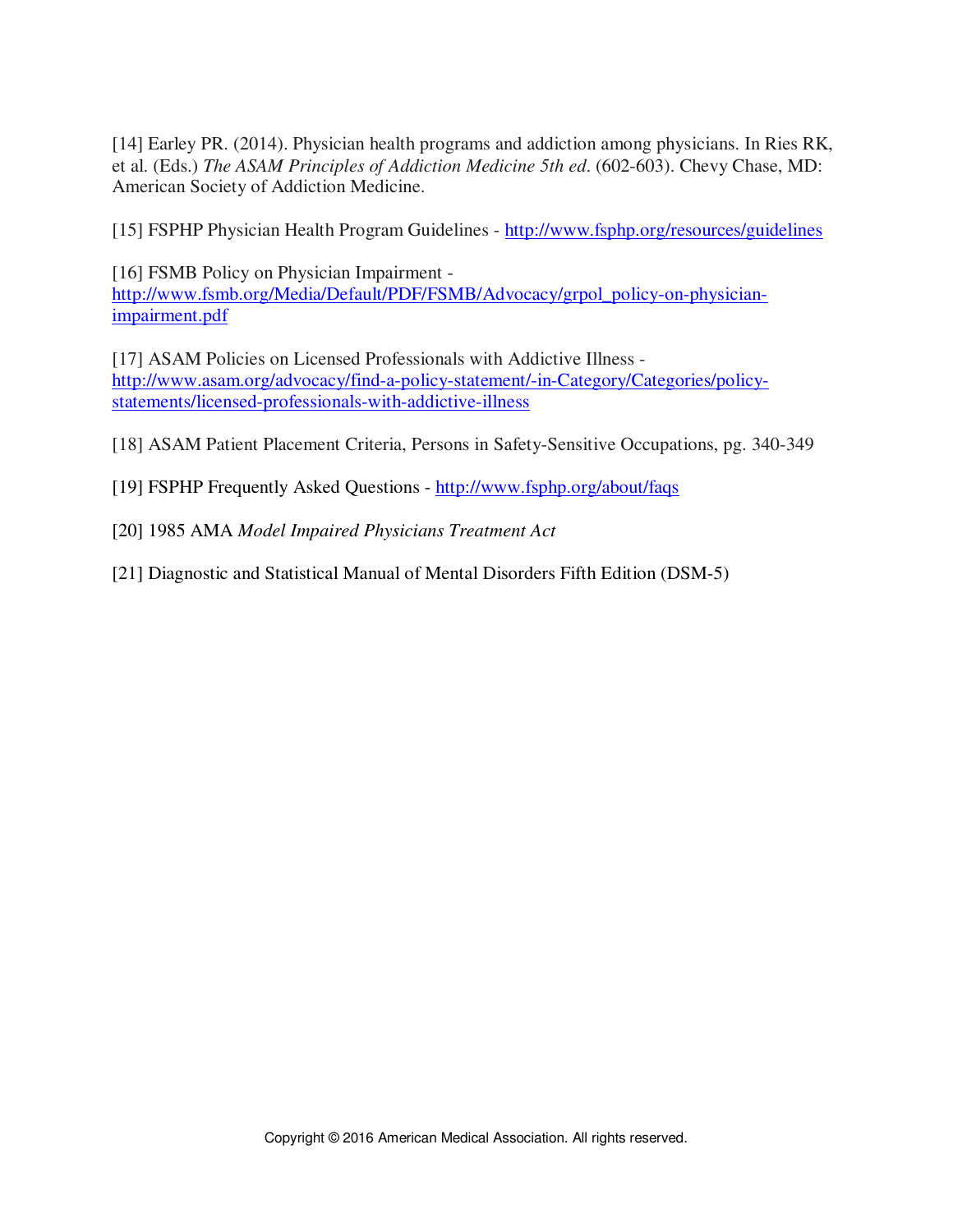[14] Earley PR. (2014). Physician health programs and addiction among physicians. In Ries RK, et al. (Eds.) *The ASAM Principles of Addiction Medicine 5th ed*. (602-603). Chevy Chase, MD: American Society of Addiction Medicine.

[15] FSPHP Physician Health Program Guidelines - http://www.fsphp.org/resources/guidelines

[16] FSMB Policy on Physician Impairment - http://www.fsmb.org/Media/Default/PDF/FSMB/Advocacy/grpol_policy-on-physician-impairment.pdf

[17] ASAM Policies on Licensed Professionals with Addictive Illness - http://www.asam.org/advocacy/find-a-policy-statement/-in-Category/Categories/policy-statements/licensed-professionals-with-addictive-illness

[18] ASAM Patient Placement Criteria, Persons in Safety-Sensitive Occupations, pg. 340-349

[19] FSPHP Frequently Asked Questions - http://www.fsphp.org/about/faqs

[20] 1985 AMA *Model Impaired Physicians Treatment Act*

[21] Diagnostic and Statistical Manual of Mental Disorders Fifth Edition (DSM-5)

Copyright © 2016 American Medical Association. All rights reserved.